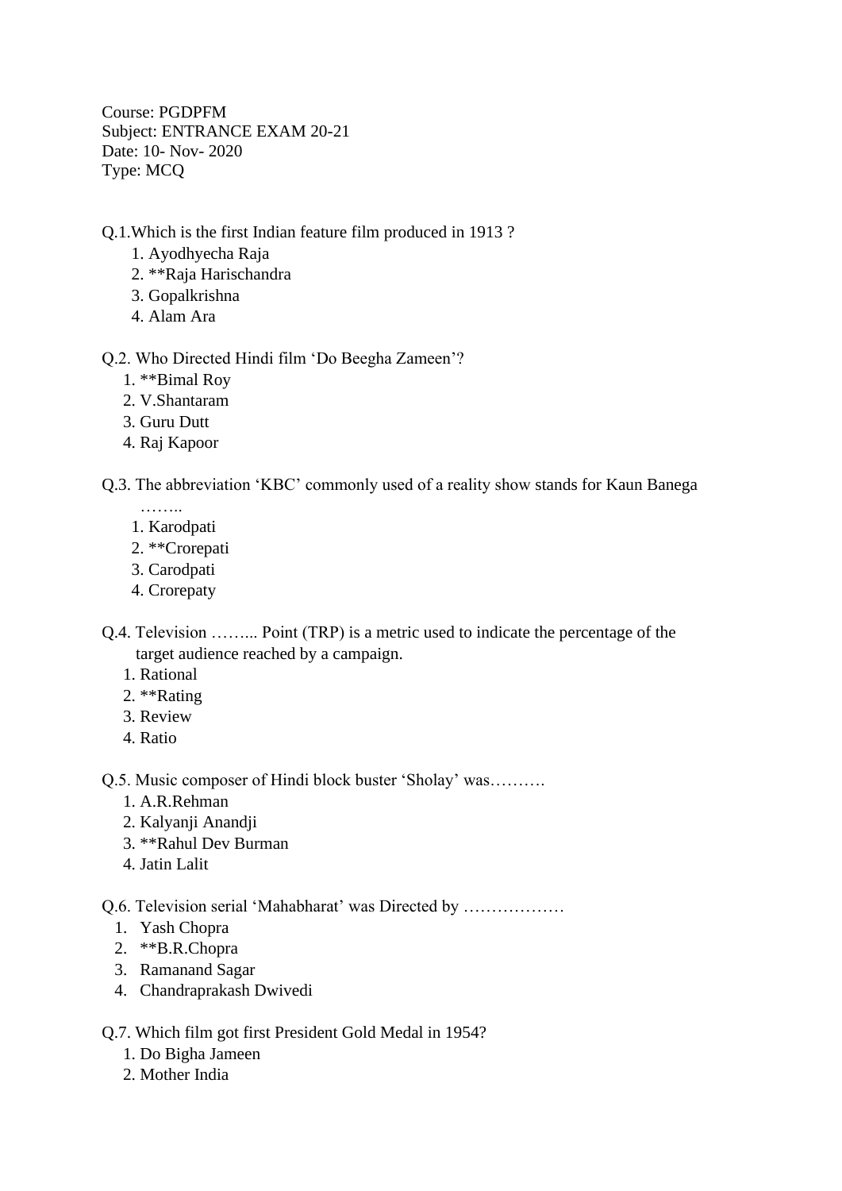Course: PGDPFM
Subject: ENTRANCE EXAM 20-21
Date: 10- Nov- 2020
Type: MCQ

Q.1.Which is the first Indian feature film produced in 1913 ?

1. Ayodhyecha Raja
2. **Raja Harischandra
3. Gopalkrishna
4. Alam Ara

Q.2. Who Directed Hindi film ‘Do Beegha Zameen’?

1. **Bimal Roy
2. V.Shantaram
3. Guru Dutt
4. Raj Kapoor

Q.3. The abbreviation ‘KBC’ commonly used of a reality show stands for Kaun Banega ……..

1. Karodpati
2. **Crorepati
3. Carodpati
4. Crorepaty

Q.4. Television …….. Point (TRP) is a metric used to indicate the percentage of the target audience reached by a campaign.

1. Rational
2. **Rating
3. Review
4. Ratio

Q.5. Music composer of Hindi block buster ‘Sholay’ was……….

1. A.R.Rehman
2. Kalyanji Anandji
3. **Rahul Dev Burman
4. Jatin Lalit

Q.6. Television serial ‘Mahabharat’ was Directed by ………………

1. Yash Chopra
2. **B.R.Chopra
3. Ramanand Sagar
4. Chandraprakash Dwivedi

Q.7. Which film got first President Gold Medal in 1954?

1. Do Bigha Jameen
2. Mother India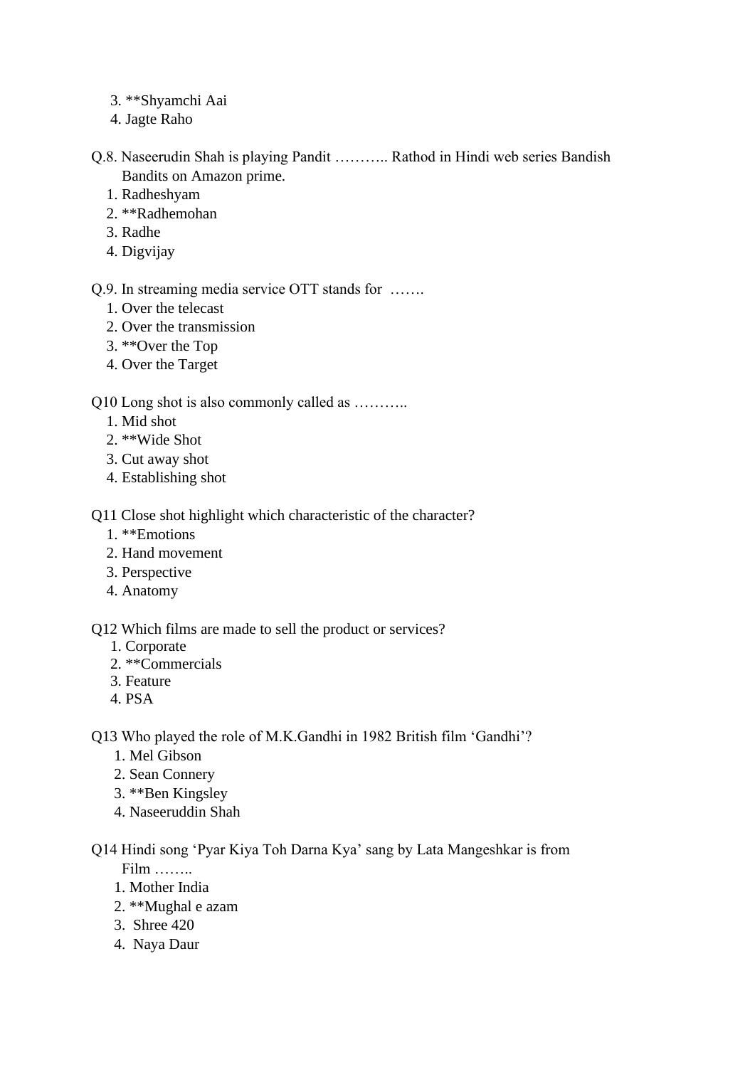3. **Shyamchi Aai
4. Jagte Raho

Q.8. Naseerudin Shah is playing Pandit ……….. Rathod in Hindi web series Bandish Bandits on Amazon prime.

1. Radheshyam
2. **Radhemohan
3. Radhe
4. Digvijay

Q.9. In streaming media service OTT stands for …….

1. Over the telecast
2. Over the transmission
3. **Over the Top
4. Over the Target

Q10 Long shot is also commonly called as ………..

1. Mid shot
2. **Wide Shot
3. Cut away shot
4. Establishing shot

Q11 Close shot highlight which characteristic of the character?

1. **Emotions
2. Hand movement
3. Perspective
4. Anatomy

Q12 Which films are made to sell the product or services?

1. Corporate
2. **Commercials
3. Feature
4. PSA

Q13 Who played the role of M.K.Gandhi in 1982 British film 'Gandhi'?

1. Mel Gibson
2. Sean Connery
3. **Ben Kingsley
4. Naseeruddin Shah

Q14 Hindi song 'Pyar Kiya Toh Darna Kya' sang by Lata Mangeshkar is from Film ……..

1. Mother India
2. **Mughal e azam
3. Shree 420
4. Naya Daur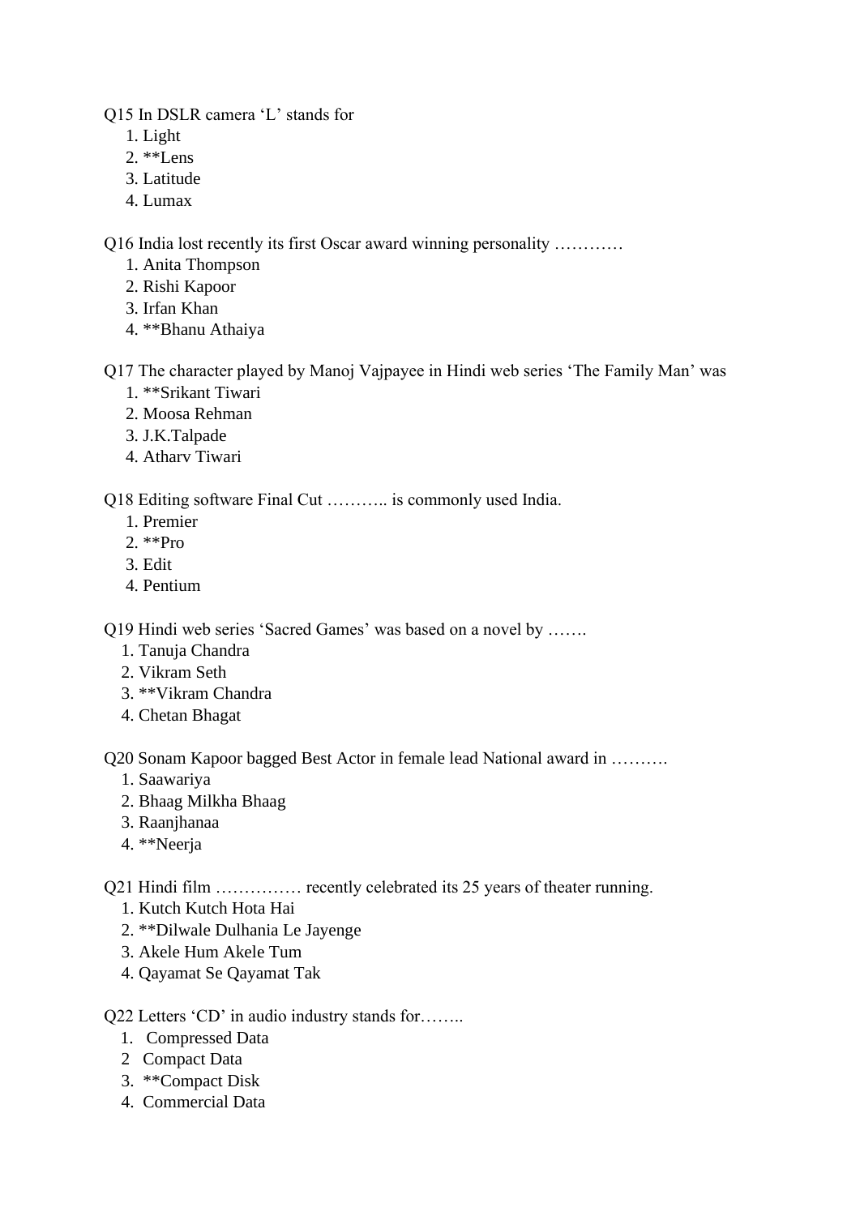Q15 In DSLR camera 'L' stands for

1. Light
2. **Lens
3. Latitude
4. Lumax

Q16 India lost recently its first Oscar award winning personality …………

1. Anita Thompson
2. Rishi Kapoor
3. Irfan Khan
4. **Bhanu Athaiya

Q17 The character played by Manoj Vajpayee in Hindi web series 'The Family Man' was

1. **Srikant Tiwari
2. Moosa Rehman
3. J.K.Talpade
4. Atharv Tiwari

Q18 Editing software Final Cut ……….. is commonly used India.

1. Premier
2. **Pro
3. Edit
4. Pentium

Q19 Hindi web series 'Sacred Games' was based on a novel by …….

1. Tanuja Chandra
2. Vikram Seth
3. **Vikram Chandra
4. Chetan Bhagat

Q20 Sonam Kapoor bagged Best Actor in female lead National award in ……….

1. Saawariya
2. Bhaag Milkha Bhaag
3. Raanjhanaa
4. **Neerja

Q21 Hindi film …………… recently celebrated its 25 years of theater running.

1. Kutch Kutch Hota Hai
2. **Dilwale Dulhania Le Jayenge
3. Akele Hum Akele Tum
4. Qayamat Se Qayamat Tak

Q22 Letters 'CD' in audio industry stands for……..

1. Compressed Data
2. Compact Data
3. **Compact Disk
4. Commercial Data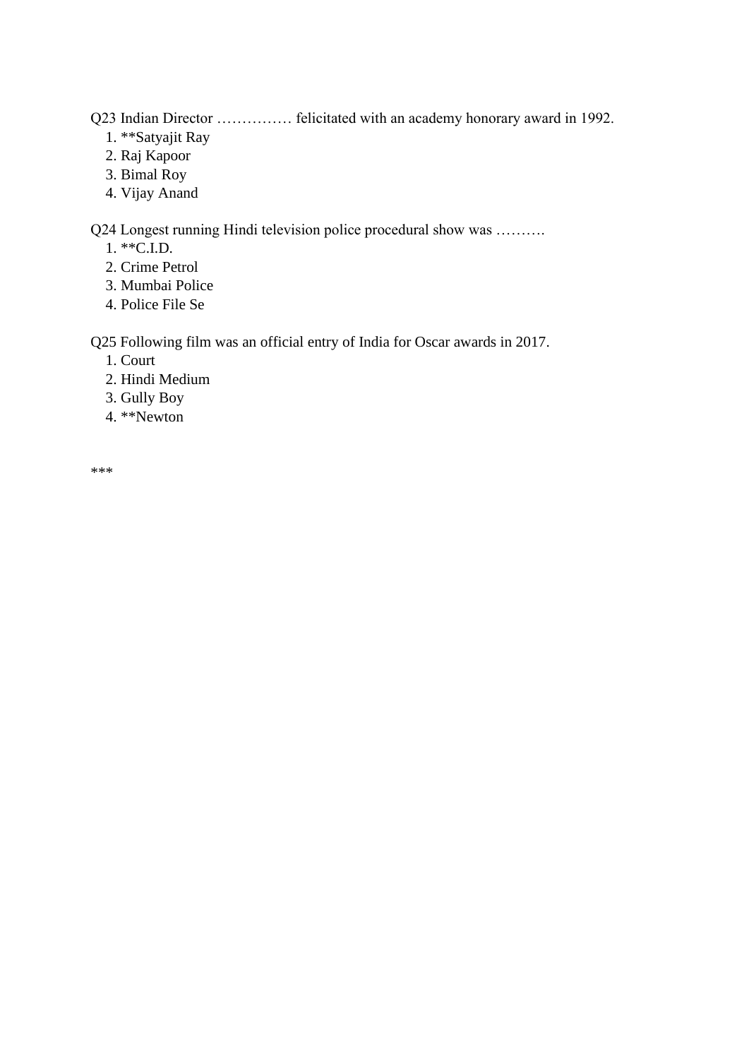Q23 Indian Director …………… felicitated with an academy honorary award in 1992.

1. **Satyajit Ray
2. Raj Kapoor
3. Bimal Roy
4. Vijay Anand

Q24 Longest running Hindi television police procedural show was ……….

1. **C.I.D.
2. Crime Petrol
3. Mumbai Police
4. Police File Se

Q25 Following film was an official entry of India for Oscar awards in 2017.

1. Court
2. Hindi Medium
3. Gully Boy
4. **Newton

***